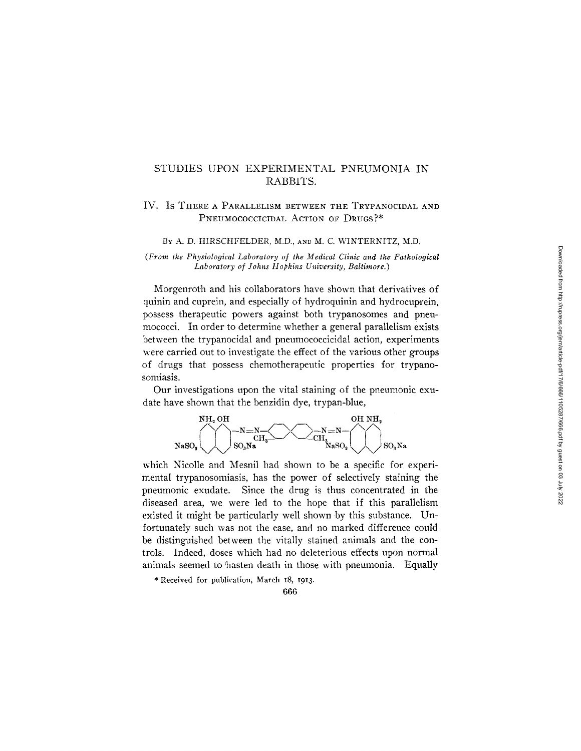# STUDIES UPON EXPERIMENTAL PNEUMONIA IN RABBITS.

## IV. Is There a Parallelism between the Trypanocidal and Pneumococcicidal Action of Drugs?*

By A. D. HIRSCHFELDER, M.D., and M. C. WINTERNITZ, M.D.

*(From the Physiological Laboratory of the Medical Clinic and the Pathological Laboratory of Johns Hopkins University, Baltimore.)*

Morgenroth and his collaborators have shown that derivatives of quinin and cuprein, and especially of hydroquinin and hydrocuprein, possess therapeutic powers against both trypanosomes and pneumococci. In order to determine whether a general parallelism exists between the trypanocidal and pneumococcicidal action, experiments were carried out to investigate the effect of the various other groups of drugs that possess chemotherapeutic properties for trypanosomiasis.

Our investigations upon the vital staining of the pneumonic exudate have shown that the benzidin dye, trypan-blue,

$NH_2$ OH — OH $NH_2$; $NaSO_3$ — $-N=N-$ — $SO_3Na$ — $CH_3$ — $CH_3$ — $-N=N-$ — $NaSO_3$ — $SO_3Na$

which Nicolle and Mesnil had shown to be a specific for experimental trypanosomiasis, has the power of selectively staining the pneumonic exudate. Since the drug is thus concentrated in the diseased area, we were led to the hope that if this parallelism existed it might be particularly well shown by this substance. Unfortunately such was not the case, and no marked difference could be distinguished between the vitally stained animals and the controls. Indeed, doses which had no deleterious effects upon normal animals seemed to hasten death in those with pneumonia. Equally

\* Received for publication, March 18, 1913.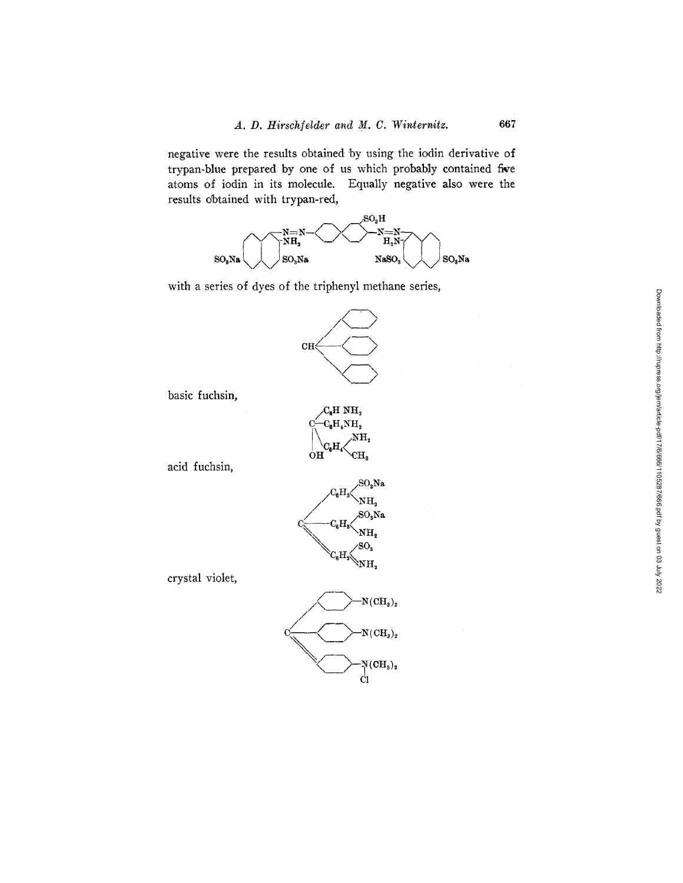negative were the results obtained by using the iodin derivative of trypan-blue prepared by one of us which probably contained five atoms of iodin in its molecule. Equally negative also were the results obtained with trypan-red,

with a series of dyes of the triphenyl methane series,

basic fuchsin,

acid fuchsin,

crystal violet,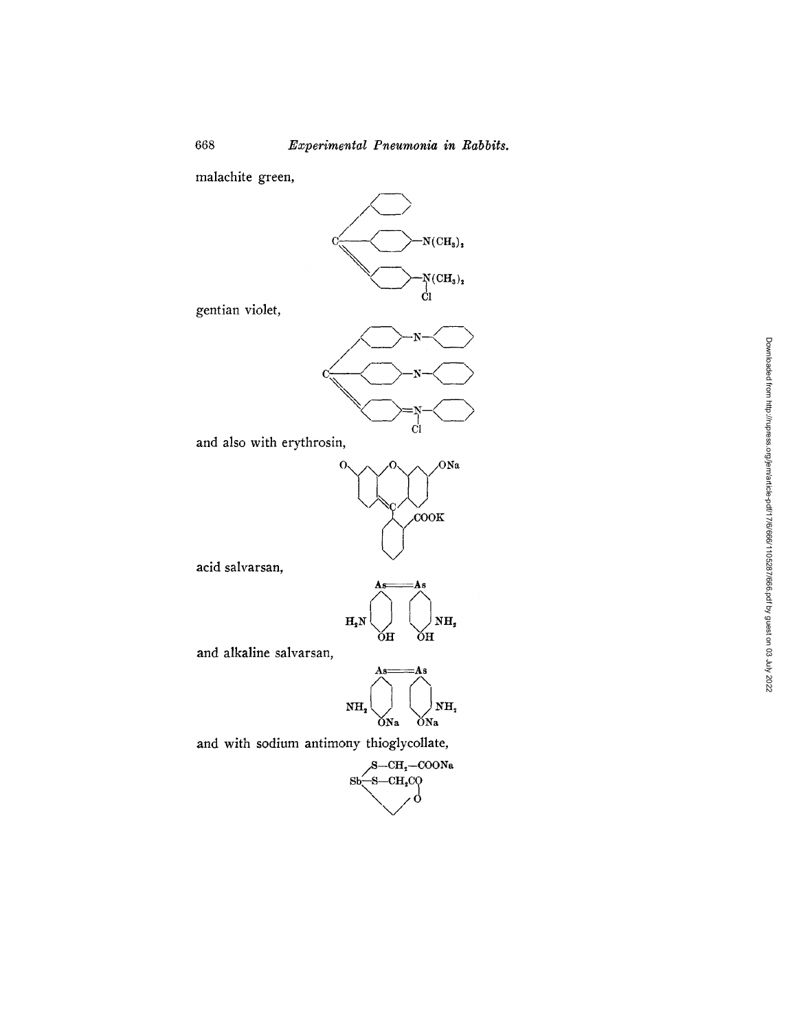malachite green,

gentian violet,

and also with erythrosin,

acid salvarsan,

and alkaline salvarsan,

and with sodium antimony thioglycollate,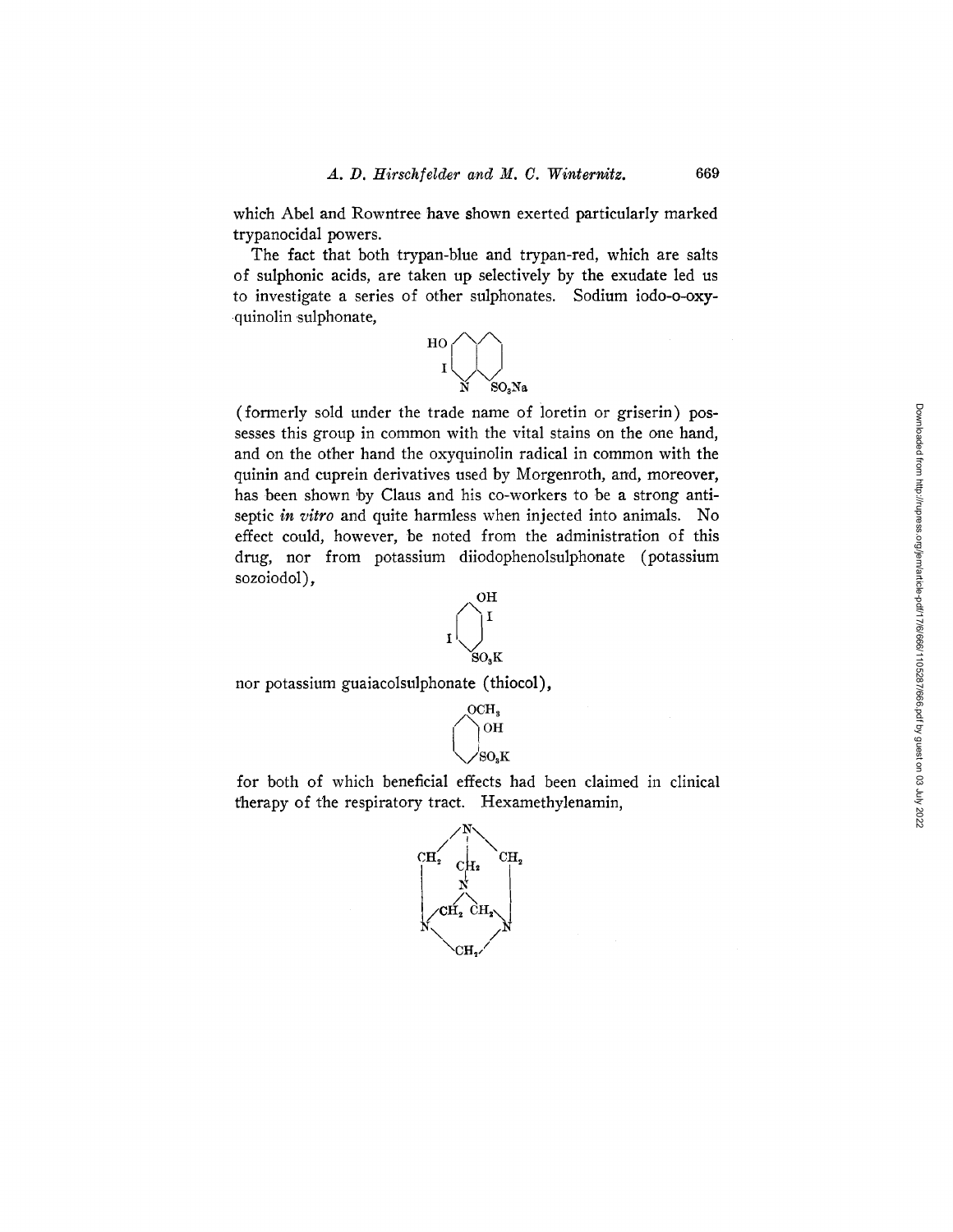which Abel and Rowntree have shown exerted particularly marked trypanocidal powers.

The fact that both trypan-blue and trypan-red, which are salts of sulphonic acids, are taken up selectively by the exudate led us to investigate a series of other sulphonates. Sodium iodo-o-oxyquinolin sulphonate,

(formerly sold under the trade name of loretin or griserin) possesses this group in common with the vital stains on the one hand, and on the other hand the oxyquinolin radical in common with the quinin and cuprein derivatives used by Morgenroth, and, moreover, has been shown by Claus and his co-workers to be a strong antiseptic *in vitro* and quite harmless when injected into animals. No effect could, however, be noted from the administration of this drug, nor from potassium diiodophenolsulphonate (potassium sozoiodol),

nor potassium guaiacolsulphonate (thiocol),

for both of which beneficial effects had been claimed in clinical therapy of the respiratory tract. Hexamethylenamin,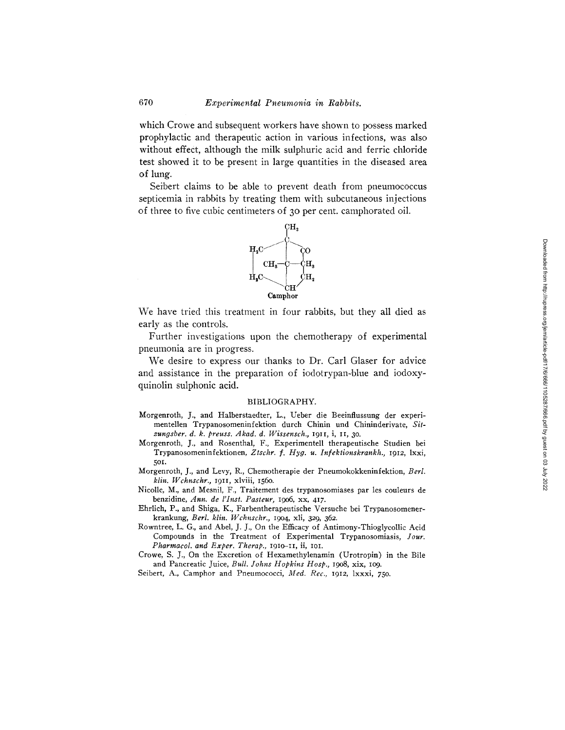which Crowe and subsequent workers have shown to possess marked prophylactic and therapeutic action in various infections, was also without effect, although the milk sulphuric acid and ferric chloride test showed it to be present in large quantities in the diseased area of lung.

Seibert claims to be able to prevent death from pneumococcus septicemia in rabbits by treating them with subcutaneous injections of three to five cubic centimeters of 30 per cent. camphorated oil.

```
                CH3
                |
                C
          H2C /  |  \ CO
          |     CH3—C—CH3   |
          H2C \  |  / CH2
                CH
```

Camphor

We have tried this treatment in four rabbits, but they all died as early as the controls.

Further investigations upon the chemotherapy of experimental pneumonia are in progress.

We desire to express our thanks to Dr. Carl Glaser for advice and assistance in the preparation of iodotrypan-blue and iodoxy-quinolin sulphonic acid.

## BIBLIOGRAPHY.

Morgenroth, J., and Halberstaedter, L., Ueber die Beeinflussung der experimentellen Trypanosomeninfektion durch Chinin und Chininderivate, *Sitzungsber. d. k. preuss. Akad. d. Wissensch.*, 1911, i, 11, 30.

Morgenroth, J., and Rosenthal, F., Experimentell therapeutische Studien bei Trypanosomeninfektionen, *Ztschr. f. Hyg. u. Infektionskrankh.*, 1912, lxxi, 501.

Morgenroth, J., and Levy, R., Chemotherapie der Pneumokokkeninfektion, *Berl. klin. Wchnschr.*, 1911, xlviii, 1560.

Nicolle, M., and Mesnil, F., Traitement des trypanosomiases par les couleurs de benzidine, *Ann. de l'Inst. Pasteur*, 1906, xx, 417.

Ehrlich, P., and Shiga, K., Farbentherapeutische Versuche bei Trypanosomenerkrankung, *Berl. klin. Wchnschr.*, 1904, xli, 329, 362.

Rowntree, L. G., and Abel, J. J., On the Efficacy of Antimony-Thioglycollic Acid Compounds in the Treatment of Experimental Trypanosomiasis, *Jour. Pharmacol. and Exper. Therap.*, 1910–11, ii, 101.

Crowe, S. J., On the Excretion of Hexamethylenamin (Urotropin) in the Bile and Pancreatic Juice, *Bull. Johns Hopkins Hosp.*, 1908, xix, 109.

Seibert, A., Camphor and Pneumococci, *Med. Rec.*, 1912, lxxxi, 750.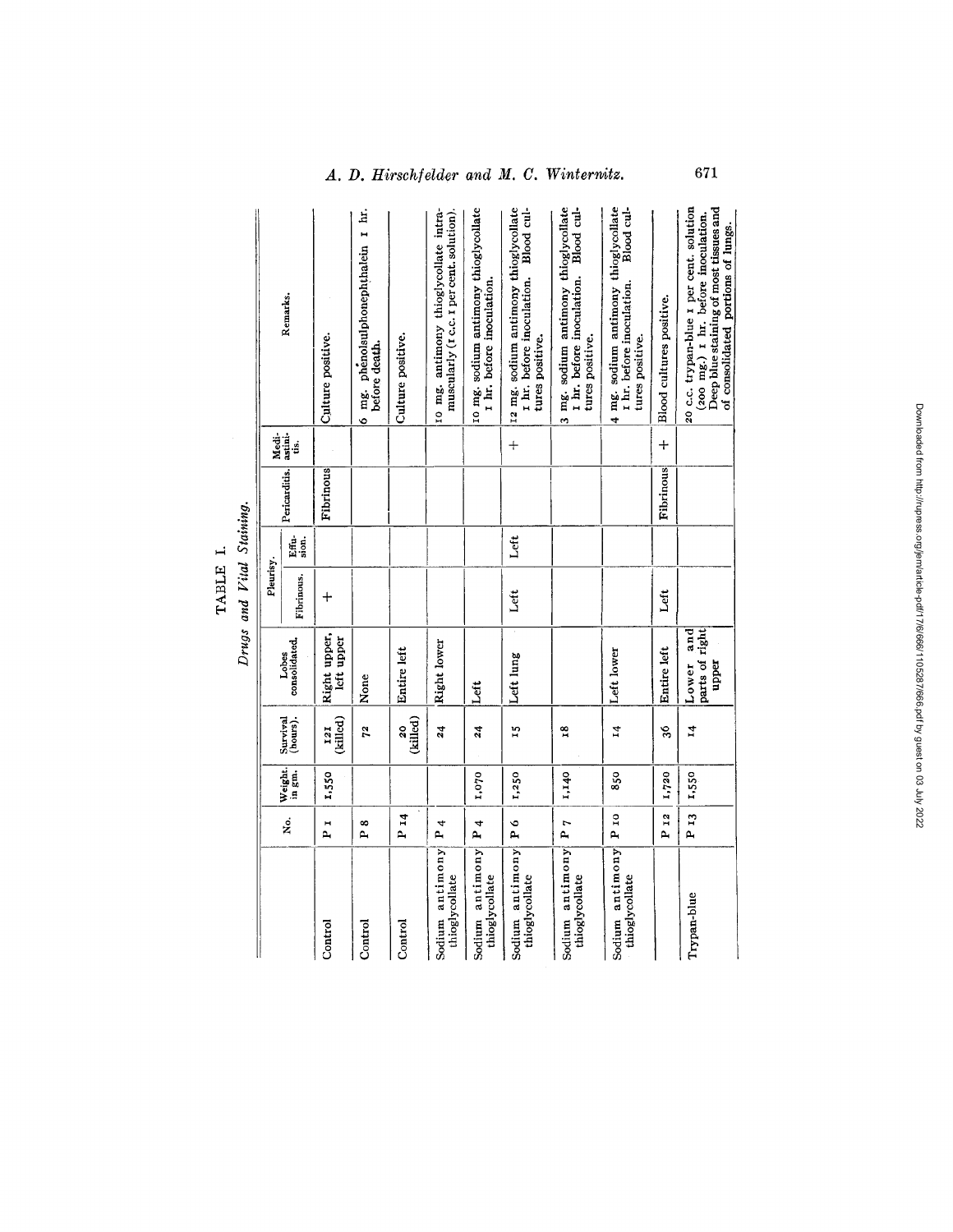TABLE I.

*Drugs and Vital Staining.*

| | No. | Weight. in gm. | Survival (hours). | Lobes consolidated. | Pleurisy. | | Pericarditis. | Mediastinitis. | Remarks. |
|---|---|---|---|---|---|---|---|---|---|
| | | | | | Fibrinous. | Effusion. | | | |
| Control | P 1 | 1,550 | 121 (killed) | Right upper, left upper | + | | Fibrinous | | Culture positive. |
| Control | P 8 | | 72 | None | | | | | 6 mg. phenolsulphonephthalein 1 hr. before death. |
| Control | P 14 | | 20 (killed) | Entire left | | | | | Culture positive. |
| Sodium antimony thioglycollate | P 4 | | 24 | Right lower | | | | | 10 mg. antimony thioglycollate intramuscularly (1 c.c. 1 per cent. solution). |
| Sodium antimony thioglycollate | P 4 | 1,070 | 24 | Left | | | | | 10 mg. sodium antimony thioglycollate 1 hr. before inoculation. |
| Sodium antimony thioglycollate | P 6 | 1,250 | 15 | Left lung | Left | Left | | + | 12 mg. sodium antimony thioglycollate 1 hr. before inoculation. Blood cultures positive. |
| Sodium antimony thioglycollate | P 7 | 1,140 | 18 | | | | | | 3 mg. sodium antimony thioglycollate 1 hr. before inoculation. Blood cultures positive. |
| Sodium antimony thioglycollate | P 10 | 850 | 14 | Left lower | | | | | 4 mg. sodium antimony thioglycollate 1 hr. before inoculation. Blood cultures positive. |
| | P 12 | 1,720 | 36 | Entire left | Left | | Fibrinous | + | Blood cultures positive. |
| Trypan-blue | P 13 | 1,550 | 14 | Lower and parts of right upper | | | | | 20 c.c. trypan-blue 1 per cent. solution (200 mg.) 1 hr. before inoculation. Deep blue staining of most tissues and of consolidated portions of lungs. |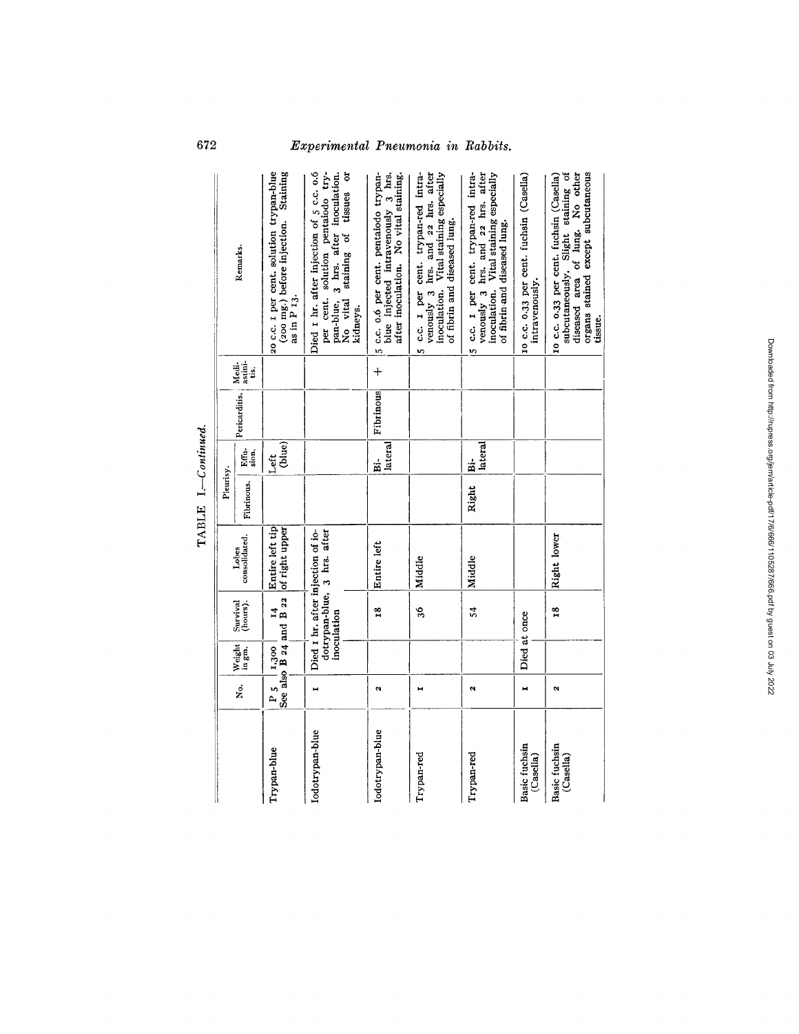TABLE I.—*Continued.*

| | No. | Weight in gm. | Survival (hours). | Lobes consolidated. | Pleurisy. | | Pericarditis. | Mediastinitis. | Remarks. |
|---|---|---|---|---|---|---|---|---|---|
| | | | | | Fibrinous. | Effusion. | | | |
| Trypan-blue | P 5 See also B 24 and B 22 | 1,300 | 14 | Entire left tip of right upper | | Left (blue) | | | 20 c.c. 1 per cent. solution trypan-blue (200 mg.) before injection. Staining as in P 13. |
| Iodotrypan-blue | 1 | Died 1 hr. after injection of iodotrypan-blue, 3 hrs. after inoculation | | | | | | | Died 1 hr. after injection of 5 c.c. 0.6 per cent. solution pentaiodo trypan-blue, 3 hrs. after inoculation. No vital staining of tissues or kidneys. |
| Iodotrypan-blue | 2 | | 18 | Entire left | | Bilateral | Fibrinous | + | 5 c.c. 0.6 per cent. pentaiodo trypan-blue injected intravenously 3 hrs. after inoculation. No vital staining. |
| Trypan-red | 1 | | 36 | Middle | | | | | 5 c.c. 1 per cent. trypan-red intravenously 3 hrs. and 22 hrs. after inoculation. Vital staining especially of fibrin and diseased lung. |
| Trypan-red | 2 | | 54 | Middle | Right | Bilateral | | | 5 c.c. 1 per cent. trypan-red intravenously 3 hrs. and 22 hrs. after inoculation. Vital staining especially of fibrin and diseased lung. |
| Basic fuchsin (Casella) | 1 | Died at once | | | | | | | 10 c.c. 0.33 per cent. fuchsin (Casella) intravenously. |
| Basic fuchsin (Casella) | 2 | | 18 | Right lower | | | | | 10 c.c. 0.33 per cent. fuchsin (Casella) subcutaneously. Slight staining of diseased area of lung. No other organs stained except subcutaneous tissue. |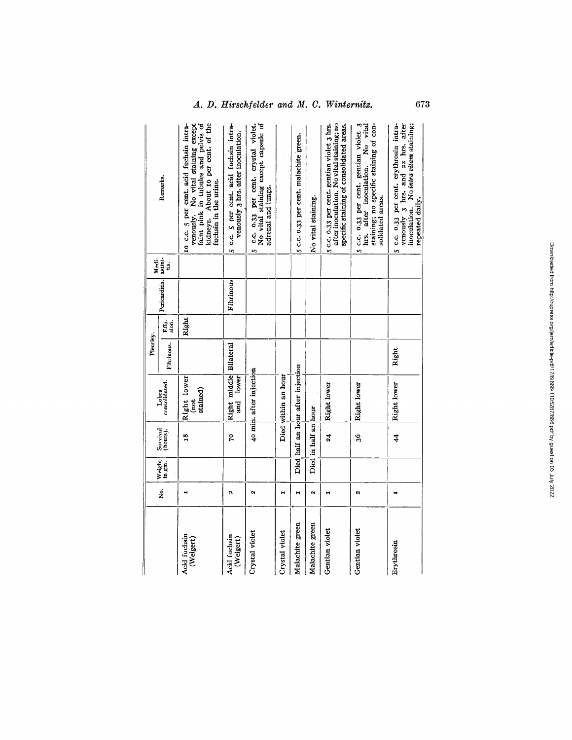| | No. | Weight in gm. | Survival (hours). | Lobes consolidated. | Pleurisy. | | Pericarditis. | Mediastinitis. | Remarks. |
|---|---|---|---|---|---|---|---|---|---|
| | | | | | Fibrinous. | Effusion. | | | |
| Acid fuchsin (Weigert) | 1 | | 18 | Right lower (not stained) | | Right | | | 10 c.c. 5 per cent. acid fuchsin intravenously. No vital staining except faint pink in tubules and pelvis of kidneys. About 10 per cent. of the fuchsin in the urine. |
| Acid fuchsin (Weigert) | 2 | | 70 | Right middle and lower | Bilateral | | Fibrinous | | 5 c.c. 5 per cent. acid fuchsin intravenously 3 hrs. after inoculation. |
| Crystal violet | 2 | | 40 min. after injection | | | | | | 5 c.c. 0.33 per cent. crystal violet. No vital staining except capsule of adrenal and lungs. |
| Crystal violet | 1 | | Died within an hour | | | | | | |
| Malachite green | 1 | Died half an hour after injection | | | | | | | 5 c.c. 0.33 per cent. malachite green. |
| Malachite green | 2 | Died in half an hour | | | | | | | No vital staining. |
| Gentian violet | 1 | | 24 | Right lower | | | | | 5 c.c. 0.33 per cent. gentian violet 3 hrs. after inoculation. No vital staining; no specific staining of consolidated areas. |
| Gentian violet | 2 | | 36 | Right lower | | | | | 5 c.c. 0.33 per cent. gentian violet 3 hrs. after inoculation. No vital staining; no specific staining of consolidated areas. |
| Erythrosin | 1 | | 44 | Right lower | Right | | | | 5 c.c. 0.33 per cent. erythrosin intravenously 3 hrs. and 22 hrs. after inoculation. No *intra vitam* staining; repeated daily. |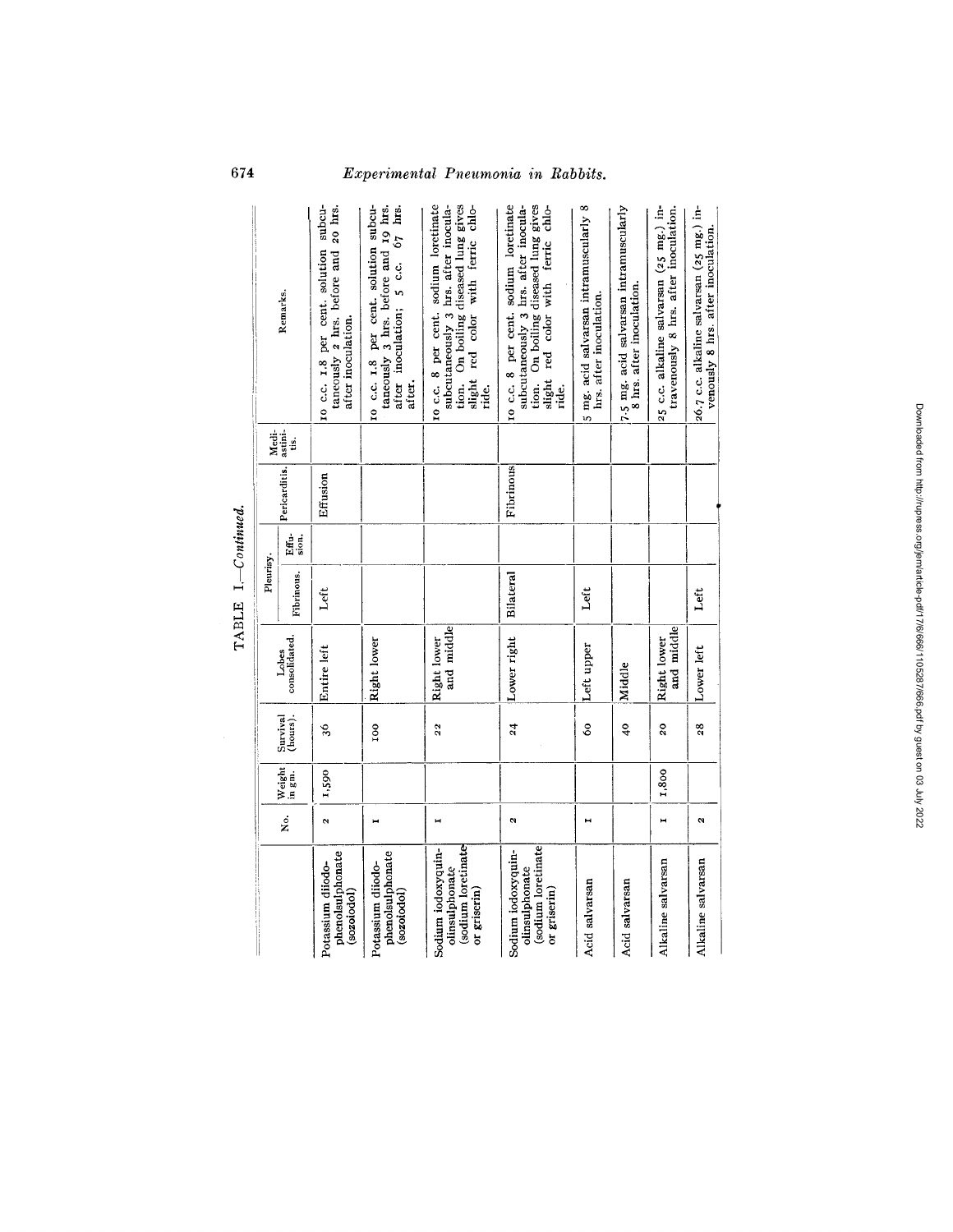TABLE I.—*Continued.*

| | No. | Weight in gm. | Survival (hours). | Lobes consolidated. | Pleurisy. | | Pericarditis. | Mediastinitis. | Remarks. |
|---|---|---|---|---|---|---|---|---|---|
| | | | | | Fibrinous. | Effusion. | | | |
| Potassium diiodo-phenolsulphonate (sozoiodol) | 2 | 1,590 | 36 | Entire left | Left | | Effusion | | 10 c.c. 1.8 per cent. solution subcutaneously 2 hrs. before and 20 hrs. after inoculation. |
| Potassium diiodo-phenolsulphonate (sozoiodol) | 1 | | 100 | Right lower | | | | | 10 c.c. 1.8 per cent. solution subcutaneously 3 hrs. before and 19 hrs. after inoculation; 5 c.c. 67 hrs. after. |
| Sodium iodoxyquinolinsulphonate (sodium loretinate or griserin) | 1 | | 22 | Right lower and middle | | | | | 10 c.c. 8 per cent. sodium loretinate subcutaneously 3 hrs. after inoculation. On boiling diseased lung gives slight red color with ferric chloride. |
| Sodium iodoxyquinolinsulphonate (sodium loretinate or griserin) | 2 | | 24 | Lower right | Bilateral | | Fibrinous | | 10 c.c. 8 per cent. sodium loretinate subcutaneously 3 hrs. after inoculation. On boiling diseased lung gives slight red color with ferric chloride. |
| Acid salvarsan | 1 | | 60 | Left upper | Left | | | | 5 mg. acid salvarsan intramuscularly 8 hrs. after inoculation. |
| Acid salvarsan | | | 40 | Middle | | | | | 7.5 mg. acid salvarsan intramuscularly 8 hrs. after inoculation. |
| Alkaline salvarsan | 1 | 1,800 | 20 | Right lower and middle | | | | | 25 c.c. alkaline salvarsan (25 mg.) intravenously 8 hrs. after inoculation. |
| Alkaline salvarsan | 2 | | 28 | Lower left | Left | | | | 26.7 c.c. alkaline salvarsan (25 mg.) intravenously 8 hrs. after inoculation. |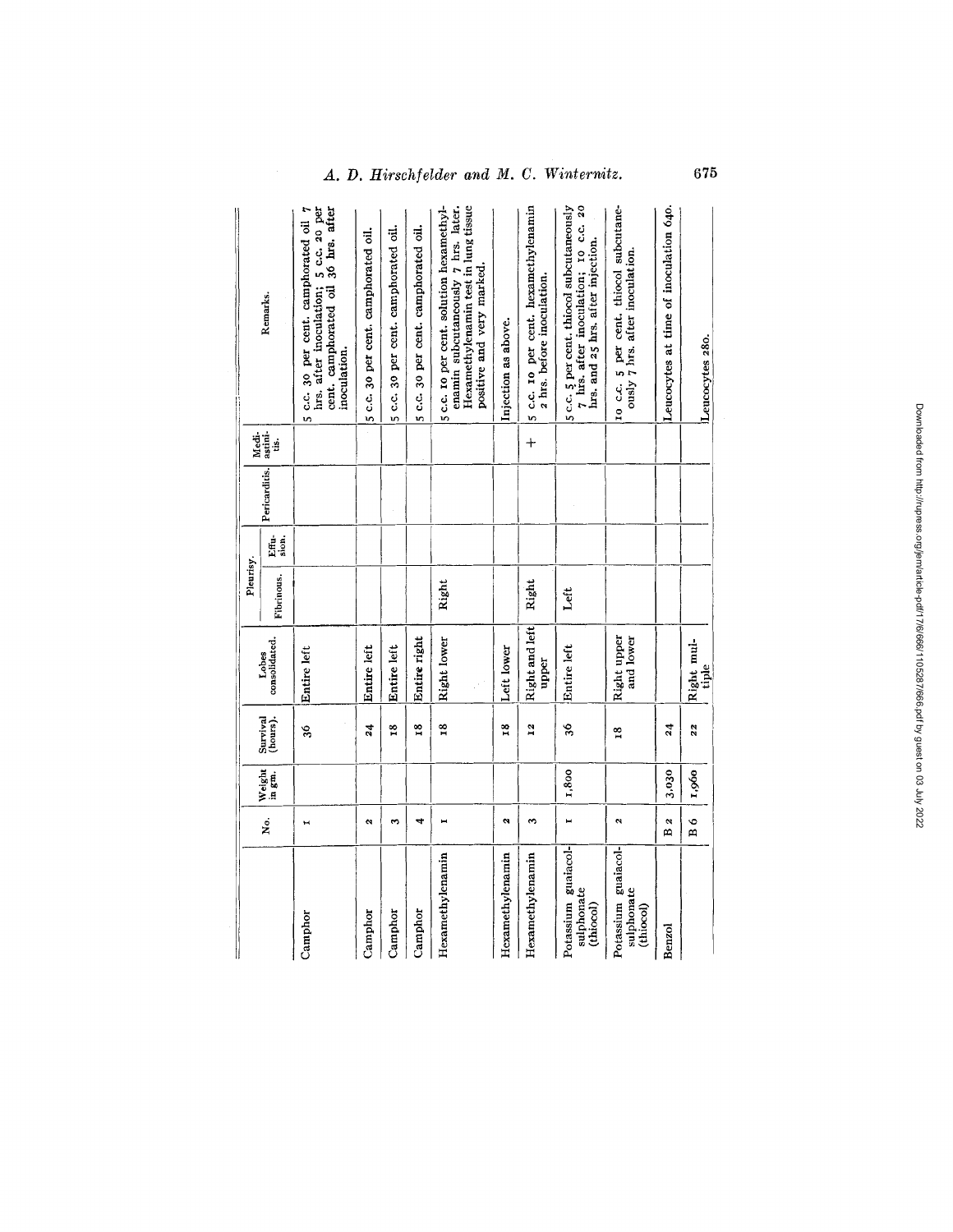| | No. | Weight in gm. | Survival (hours). | Lobes consolidated. | Pleurisy. | | Pericarditis. | Mediastinitis. | Remarks. |
|---|---|---|---|---|---|---|---|---|---|
| | | | | | Fibrinous. | Effusion. | | | |
| Camphor | 1 | | 36 | Entire left | | | | | 5 c.c. 30 per cent. camphorated oil 7 hrs. after inoculation; 5 c.c. 20 per cent. camphorated oil 36 hrs. after inoculation. |
| Camphor | 2 | | 24 | Entire left | | | | | 5 c.c. 30 per cent. camphorated oil. |
| Camphor | 3 | | 18 | Entire left | | | | | 5 c.c. 30 per cent. camphorated oil. |
| Camphor | 4 | | 18 | Entire right | | | | | 5 c.c. 30 per cent. camphorated oil. |
| Hexamethylenamin | 1 | | 18 | Right lower | Right | | | | 5 c.c. 10 per cent. solution hexamethylenamin subcutaneously 7 hrs. later. Hexamethylenamin test in lung tissue positive and very marked. |
| Hexamethylenamin | 2 | | 18 | Left lower | | | | | Injection as above. |
| Hexamethylenamin | 3 | | 12 | Right and left upper | Right | | | + | 5 c.c. 10 per cent. hexamethylenamin 2 hrs. before inoculation. |
| Potassium guaiacol-sulphonate (thiocol) | 1 | 1,800 | 36 | Entire left | Left | | | | 5 c.c. 5 per cent. thiocol subcutaneously 7 hrs. after inoculation; 10 c.c. 20 hrs. and 25 hrs. after injection. |
| Potassium guaiacol-sulphonate (thiocol) | 2 | | 18 | Right upper and lower | | | | | 10 c.c. 5 per cent. thiocol subcutaneously 7 hrs. after inoculation. |
| Benzol | B 2 | 3,030 | 24 | | | | | | Leucocytes at time of inoculation 640. |
| | B 6 | 1,960 | 22 | Right multiple | | | | | Leucocytes 280. |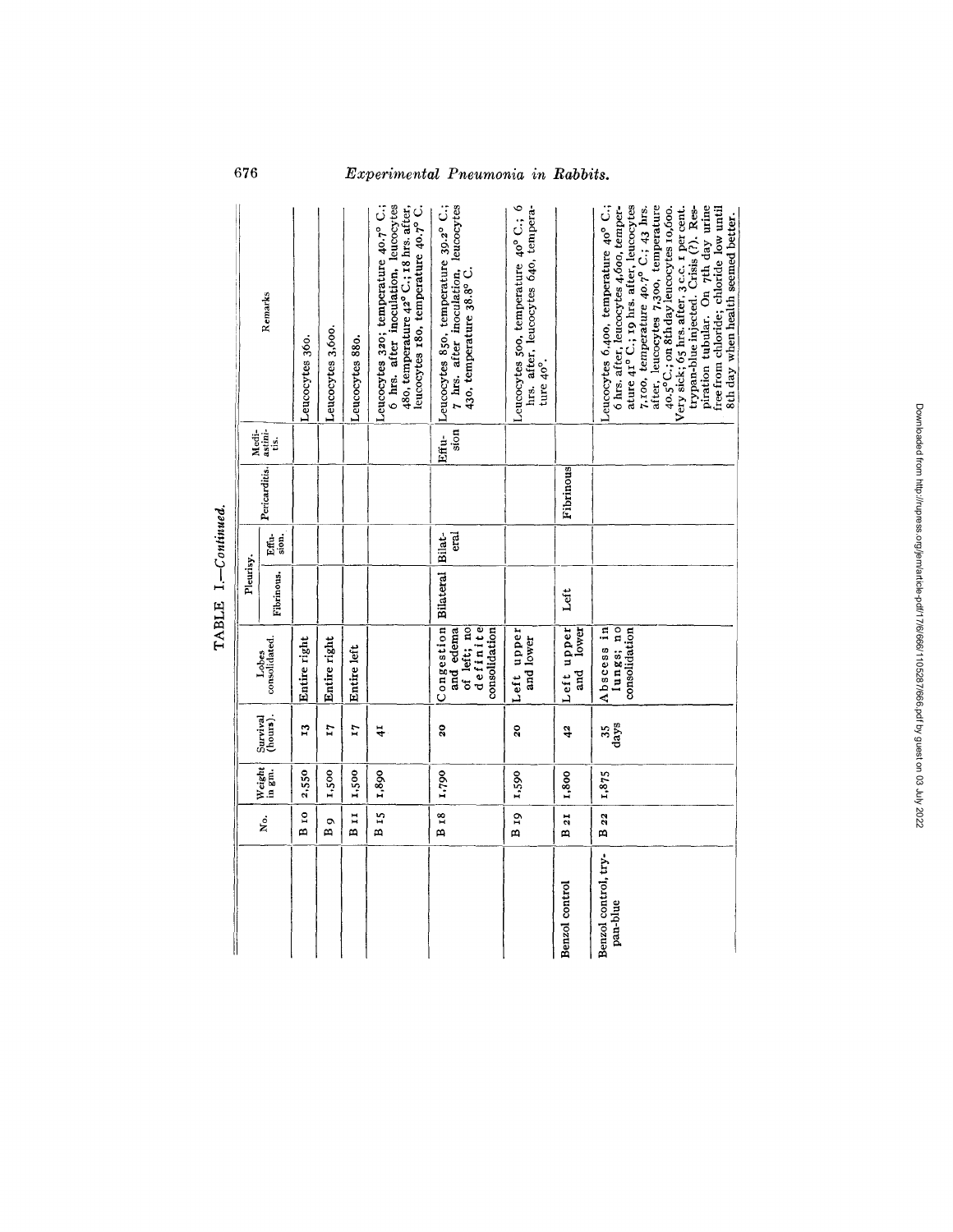TABLE I.—*Continued.*

| | No. | Weight in gm. | Survival (hours). | Lobes consolidated. | Pleurisy. | | Pericarditis. | Mediastinitis. | Remarks |
|---|---|---|---|---|---|---|---|---|---|
| | | | | | Fibrinous. | Effusion. | | | |
| | B 10 | 2,550 | 13 | Entire right | | | | | Leucocytes 360. |
| | B 9 | 1,500 | 17 | Entire right | | | | | Leucocytes 3,600. |
| | B 11 | 1,500 | 17 | Entire left | | | | | Leucocytes 880. |
| | B 15 | 1,890 | 41 | | | | | | Leucocytes 320; temperature 40.7° C.; 6 hrs. after inoculation, leucocytes 480, temperature 42° C.; 18 hrs. after, leucocytes 180, temperature 40.7° C. |
| | B 18 | 1,790 | 20 | Congestion and edema of left; no definite consolidation | Bilateral | Bilateral | | Effusion | Leucocytes 850, temperature 39.2° C.; 7 hrs. after inoculation, leucocytes 430, temperature 38.8° C. |
| | B 19 | 1,590 | 20 | Left upper and lower | | | | | Leucocytes 500, temperature 40° C.; 6 hrs. after, leucocytes 640, temperature 40°. |
| Benzol control | B 21 | 1,800 | 42 | Left upper and lower | Left | | Fibrinous | | |
| Benzol control, trypan-blue | B 22 | 1,875 | 35 days | Abscess in lungs; no consolidation | | | | | Leucocytes 6,400, temperature 40° C.; 6 hrs. after, leucocytes 4,600, temperature 41° C.; 19 hrs. after, leucocytes 7,100, temperature 40.7° C.; 43 hrs. after, leucocytes 7,300, temperature 40.5° C.; on 8th day leucocytes 10,600. Very sick; 65 hrs. after, 3 c.c. 1 per cent. trypan-blue injected. Crisis (?). Respiration tubular. On 7th day urine free from chloride; chloride low until 8th day when health seemed better. |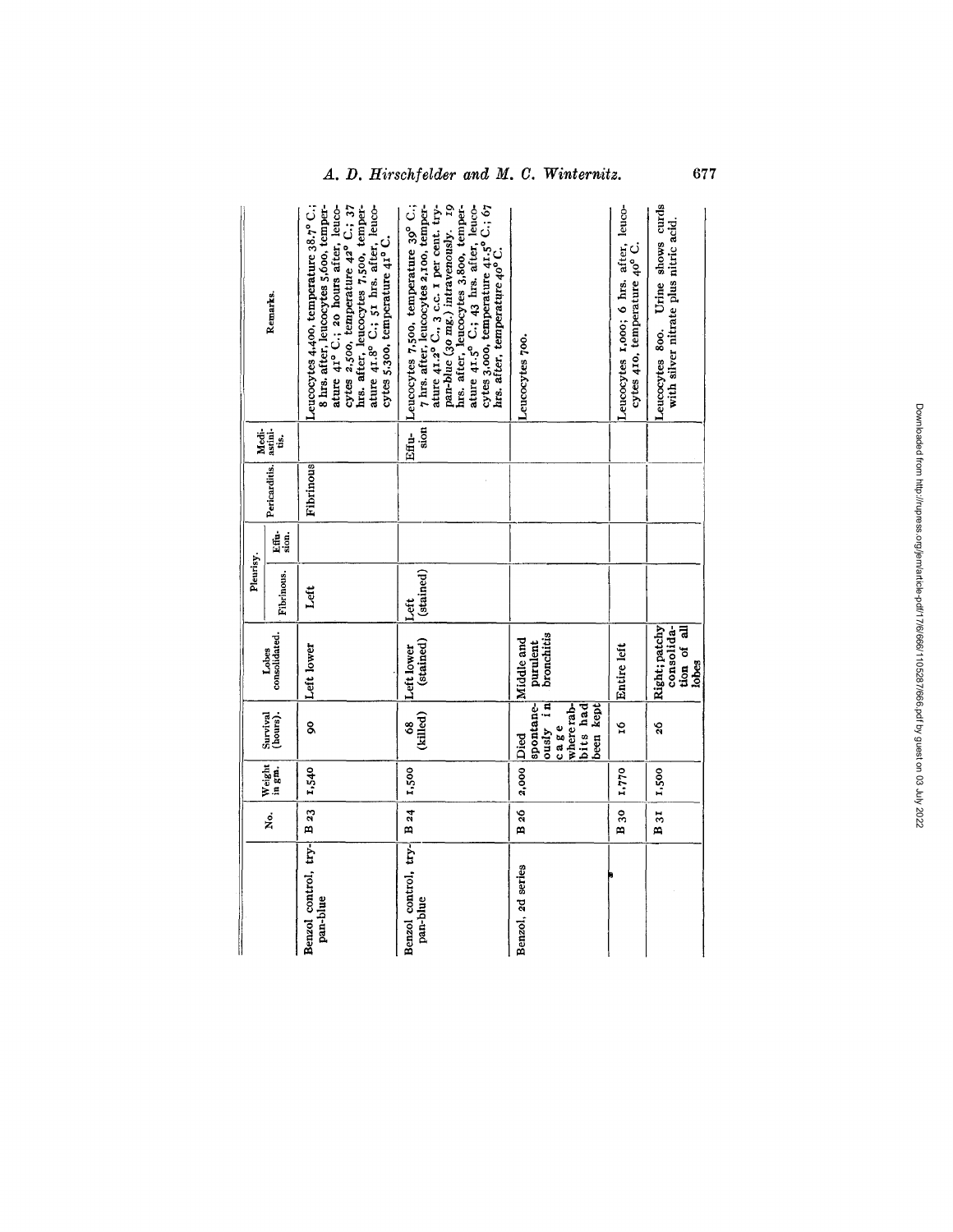|  | No. | Weight in gm. | Survival (hours). | Lobes consolidated. | Pleurisy. |  | Pericarditis. | Mediastinitis. | Remarks. |
|---|---|---|---|---|---|---|---|---|---|
|  |  |  |  |  | Fibrinous. | Effusion. |  |  |  |
| Benzol control, trypan-blue | B 23 | 1,540 | 90 | Left lower | Left |  | Fibrinous |  | Leucocytes 4,400, temperature 38.7° C.; 8 hrs. after, leucocytes 5,600, temperature 41° C.; 20 hours after, leucocytes 2,500, temperature 42° C.; 37 hrs. after, leucocytes 7,500, temperature 41.8° C.; 51 hrs. after, leucocytes 5,300, temperature 41° C. |
| Benzol control, trypan-blue | B 24 | 1,500 | 68 (killed) | Left lower (stained) | Left (stained) |  |  | Effusion | Leucocytes 7,500, temperature 39° C.; 7 hrs. after, leucocytes 2,100, temperature 41.2° C., 3 c.c. 1 per cent. trypan-blue (30 mg.) intravenously. 19 hrs. after, leucocytes 3,800, temperature 41.5° C.; 43 hrs. after, leucocytes 3,000, temperature 41.5° C.; 67 hrs. after, temperature 40° C. |
| Benzol, 2d series | B 26 | 2,000 | Died spontaneously in cage where rabbits had been kept | Middle and purulent bronchitis |  |  |  |  | Leucocytes 700. |
|  | B 30 | 1,770 | 16 | Entire left |  |  |  |  | Leucocytes 1,000; 6 hrs. after, leucocytes 410, temperature 40° C. |
|  | B 31 | 1,500 | 26 | Right; patchy consolidation of all lobes |  |  |  |  | Leucocytes 800. Urine shows curds with silver nitrate plus nitric acid. |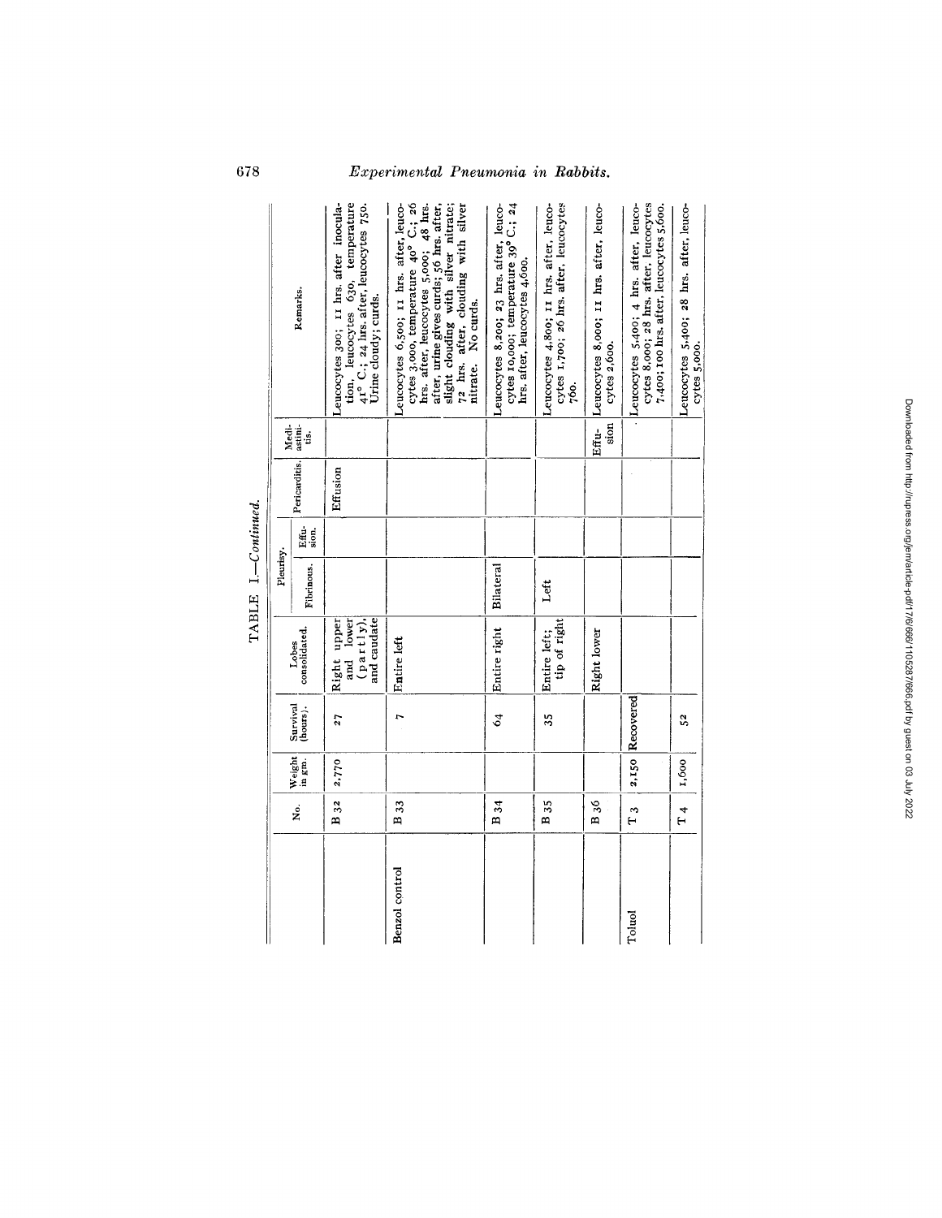TABLE I.—*Continued.*

| | No. | Weight in gm. | Survival (hours). | Lobes consolidated. | Pleurisy. | | Pericarditis. | Mediastinitis. | Remarks. |
|---|---|---|---|---|---|---|---|---|---|
| | | | | | Fibrinous. | Effusion. | | | |
| | B 32 | 2,770 | 27 | Right upper and lower (partly), and caudate | | | Effusion | | Leucocytes 300; 11 hrs. after inoculation, leucocytes 630, temperature 41° C.; 24 hrs. after, leucocytes 750. Urine cloudy; curds. |
| Benzol control | B 33 | | 7 | Entire left | | | | | Leucocytes 6,500; 11 hrs. after, leucocytes 3,000, temperature 40° C.; 26 hrs. after, leucocytes 5,000; 48 hrs. after, urine gives curds; 56 hrs. after, slight clouding with silver nitrate; 72 hrs. after, clouding with silver nitrate. No curds. |
| | B 34 | | 64 | Entire right | Bilateral | | | | Leucocytes 8,200; 23 hrs. after, leucocytes 10,000; temperature 39° C.; 24 hrs. after, leucocytes 4,600. |
| | B 35 | | 35 | Entire left; tip of right | Left | | | | Leucocytes 4,800; 11 hrs. after, leucocytes 1,700; 26 hrs. after, leucocytes 760. |
| | B 36 | | | Right lower | | | | Effusion | Leucocytes 8,000; 11 hrs. after, leucocytes 2,600. |
| Toluol | T 3 | 2,150 | Recovered | | | | | | Leucocytes 5,400; 4 hrs. after, leucocytes 8,000; 28 hrs. after, leucocytes 7,400; 100 hrs. after, leucocytes 5,600. |
| | T 4 | 1,600 | 52 | | | | | | Leucocytes 5,400; 28 hrs. after, leucocytes 5,000. |